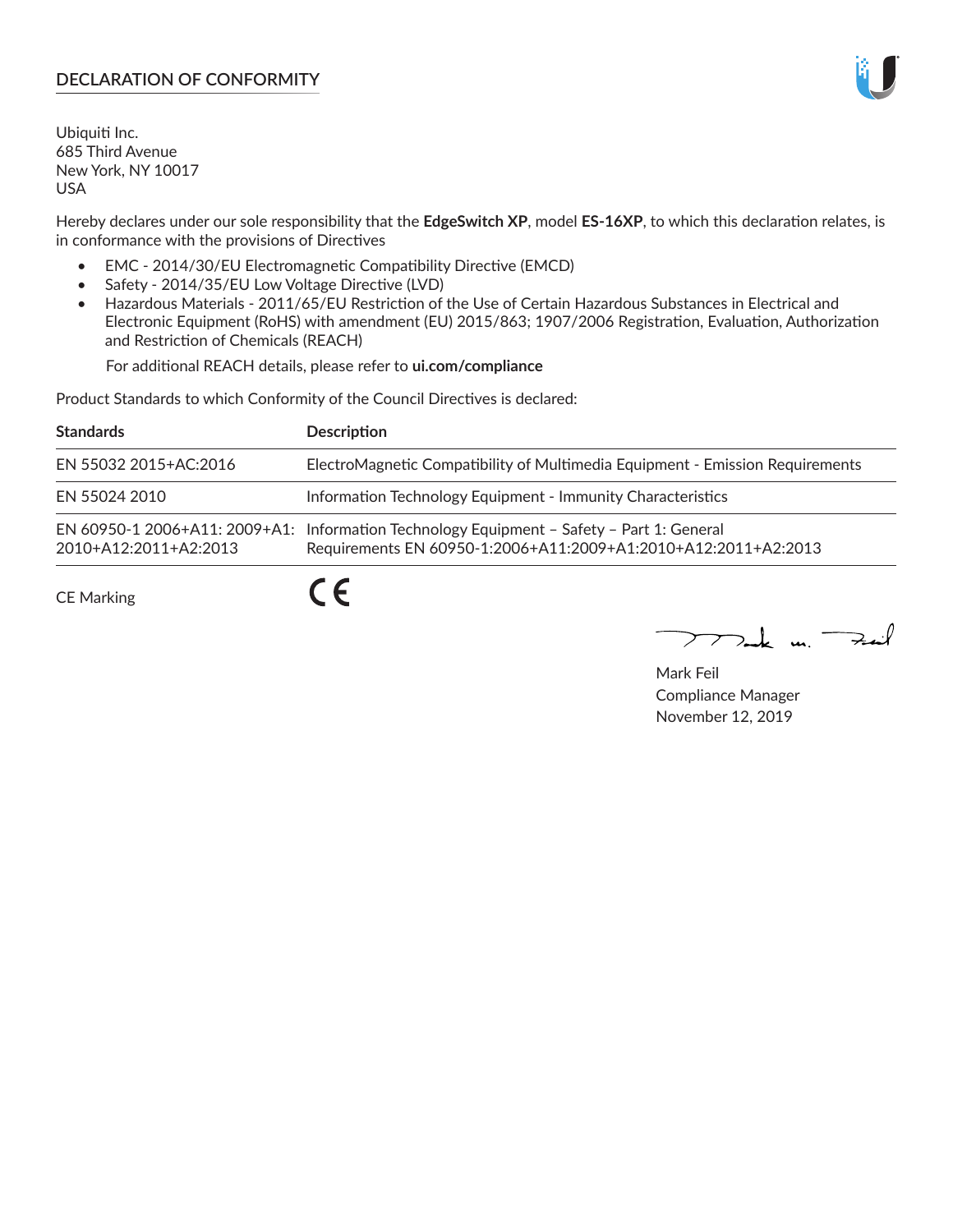## DECLARATION OF CONFORMITY

Ubiquiti Inc.
685 Third Avenue
New York, NY 10017
USA

Hereby declares under our sole responsibility that the **EdgeSwitch XP**, model **ES-16XP**, to which this declaration relates, is in conformance with the provisions of Directives

- EMC - 2014/30/EU Electromagnetic Compatibility Directive (EMCD)
- Safety - 2014/35/EU Low Voltage Directive (LVD)
- Hazardous Materials - 2011/65/EU Restriction of the Use of Certain Hazardous Substances in Electrical and Electronic Equipment (RoHS) with amendment (EU) 2015/863; 1907/2006 Registration, Evaluation, Authorization and Restriction of Chemicals (REACH)

  For additional REACH details, please refer to **ui.com/compliance**

Product Standards to which Conformity of the Council Directives is declared:

| Standards | Description |
|---|---|
| EN 55032 2015+AC:2016 | ElectroMagnetic Compatibility of Multimedia Equipment - Emission Requirements |
| EN 55024 2010 | Information Technology Equipment - Immunity Characteristics |
| EN 60950-1 2006+A11: 2009+A1: 2010+A12:2011+A2:2013 | Information Technology Equipment – Safety – Part 1: General Requirements EN 60950-1:2006+A11:2009+A1:2010+A12:2011+A2:2013 |

CE Marking CE

Mark Feil
Compliance Manager
November 12, 2019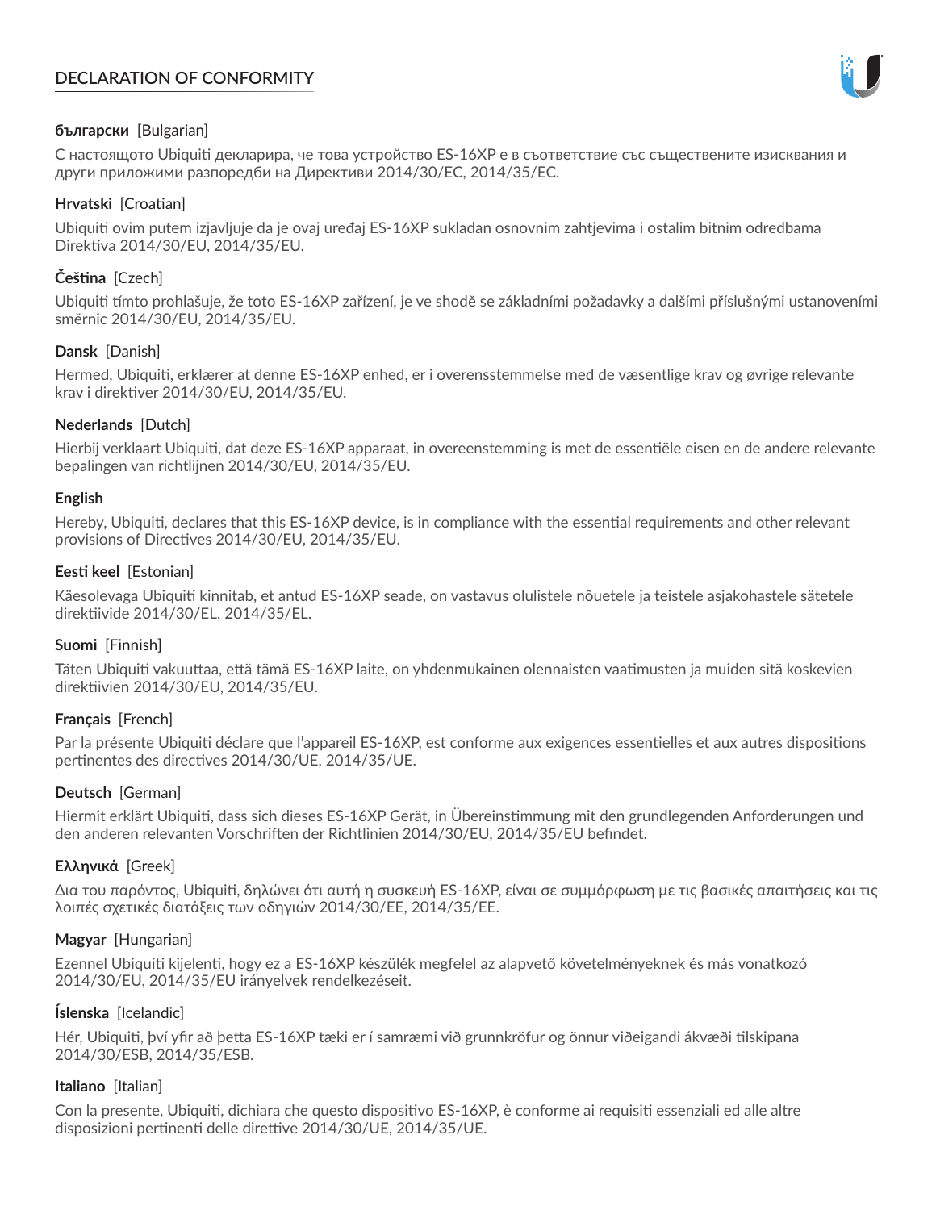# DECLARATION OF CONFORMITY

**български** [Bulgarian]

С настоящото Ubiquiti декларира, че това устройство ES-16XP е в съответствие със съществените изисквания и други приложими разпоредби на Директиви 2014/30/ЕС, 2014/35/ЕС.

**Hrvatski** [Croatian]

Ubiquiti ovim putem izjavljuje da je ovaj uređaj ES-16XP sukladan osnovnim zahtjevima i ostalim bitnim odredbama Direktiva 2014/30/EU, 2014/35/EU.

**Čeština** [Czech]

Ubiquiti tímto prohlašuje, že toto ES-16XP zařízení, je ve shodě se základními požadavky a dalšími příslušnými ustanoveními směrnic 2014/30/EU, 2014/35/EU.

**Dansk** [Danish]

Hermed, Ubiquiti, erklærer at denne ES-16XP enhed, er i overensstemmelse med de væsentlige krav og øvrige relevante krav i direktiver 2014/30/EU, 2014/35/EU.

**Nederlands** [Dutch]

Hierbij verklaart Ubiquiti, dat deze ES-16XP apparaat, in overeenstemming is met de essentiële eisen en de andere relevante bepalingen van richtlijnen 2014/30/EU, 2014/35/EU.

**English**

Hereby, Ubiquiti, declares that this ES-16XP device, is in compliance with the essential requirements and other relevant provisions of Directives 2014/30/EU, 2014/35/EU.

**Eesti keel** [Estonian]

Käesolevaga Ubiquiti kinnitab, et antud ES-16XP seade, on vastavus olulistele nõuetele ja teistele asjakohastele sätetele direktiivide 2014/30/EL, 2014/35/EL.

**Suomi** [Finnish]

Täten Ubiquiti vakuuttaa, että tämä ES-16XP laite, on yhdenmukainen olennaisten vaatimusten ja muiden sitä koskevien direktiivien 2014/30/EU, 2014/35/EU.

**Français** [French]

Par la présente Ubiquiti déclare que l'appareil ES-16XP, est conforme aux exigences essentielles et aux autres dispositions pertinentes des directives 2014/30/UE, 2014/35/UE.

**Deutsch** [German]

Hiermit erklärt Ubiquiti, dass sich dieses ES-16XP Gerät, in Übereinstimmung mit den grundlegenden Anforderungen und den anderen relevanten Vorschriften der Richtlinien 2014/30/EU, 2014/35/EU befindet.

**Ελληνικά** [Greek]

Δια του παρόντος, Ubiquiti, δηλώνει ότι αυτή η συσκευή ES-16XP, είναι σε συμμόρφωση με τις βασικές απαιτήσεις και τις λοιπές σχετικές διατάξεις των οδηγιών 2014/30/EE, 2014/35/EE.

**Magyar** [Hungarian]

Ezennel Ubiquiti kijelenti, hogy ez a ES-16XP készülék megfelel az alapvető követelményeknek és más vonatkozó 2014/30/EU, 2014/35/EU irányelvek rendelkezéseit.

**Íslenska** [Icelandic]

Hér, Ubiquiti, því yfir að þetta ES-16XP tæki er í samræmi við grunnkröfur og önnur viðeigandi ákvæði tilskipana 2014/30/ESB, 2014/35/ESB.

**Italiano** [Italian]

Con la presente, Ubiquiti, dichiara che questo dispositivo ES-16XP, è conforme ai requisiti essenziali ed alle altre disposizioni pertinenti delle direttive 2014/30/UE, 2014/35/UE.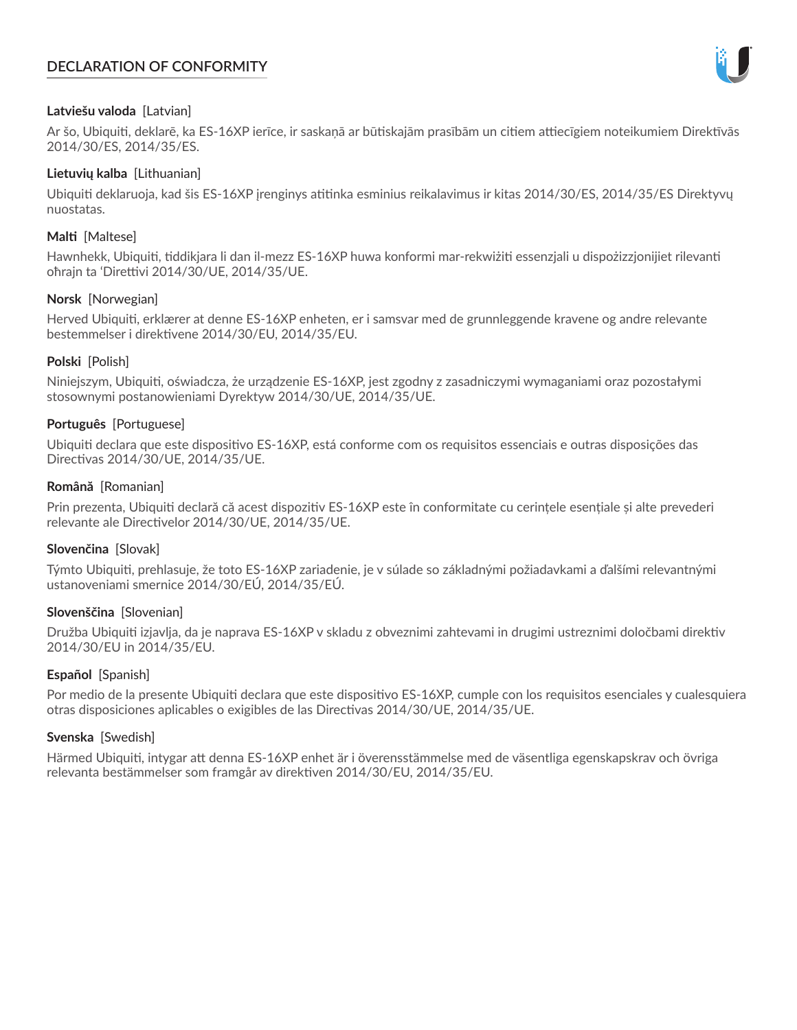## DECLARATION OF CONFORMITY

**Latviešu valoda** [Latvian]

Ar šo, Ubiquiti, deklarē, ka ES-16XP ierīce, ir saskaņā ar būtiskajām prasībām un citiem attiecīgiem noteikumiem Direktīvās 2014/30/ES, 2014/35/ES.

**Lietuvių kalba** [Lithuanian]

Ubiquiti deklaruoja, kad šis ES-16XP įrenginys atitinka esminius reikalavimus ir kitas 2014/30/ES, 2014/35/ES Direktyvų nuostatas.

**Malti** [Maltese]

Hawnhekk, Ubiquiti, tiddikjara li dan il-mezz ES-16XP huwa konformi mar-rekwiżiti essenzjali u dispożizzjonijiet rilevanti oħrajn ta 'Direttivi 2014/30/UE, 2014/35/UE.

**Norsk** [Norwegian]

Herved Ubiquiti, erklærer at denne ES-16XP enheten, er i samsvar med de grunnleggende kravene og andre relevante bestemmelser i direktivene 2014/30/EU, 2014/35/EU.

**Polski** [Polish]

Niniejszym, Ubiquiti, oświadcza, że urządzenie ES-16XP, jest zgodny z zasadniczymi wymaganiami oraz pozostałymi stosownymi postanowieniami Dyrektyw 2014/30/UE, 2014/35/UE.

**Português** [Portuguese]

Ubiquiti declara que este dispositivo ES-16XP, está conforme com os requisitos essenciais e outras disposições das Directivas 2014/30/UE, 2014/35/UE.

**Română** [Romanian]

Prin prezenta, Ubiquiti declară că acest dispozitiv ES-16XP este în conformitate cu cerințele esențiale și alte prevederi relevante ale Directivelor 2014/30/UE, 2014/35/UE.

**Slovenčina** [Slovak]

Týmto Ubiquiti, prehlasuje, že toto ES-16XP zariadenie, je v súlade so základnými požiadavkami a ďalšími relevantnými ustanoveniami smernice 2014/30/EÚ, 2014/35/EÚ.

**Slovenščina** [Slovenian]

Družba Ubiquiti izjavlja, da je naprava ES-16XP v skladu z obveznimi zahtevami in drugimi ustreznimi določbami direktiv 2014/30/EU in 2014/35/EU.

**Español** [Spanish]

Por medio de la presente Ubiquiti declara que este dispositivo ES-16XP, cumple con los requisitos esenciales y cualesquiera otras disposiciones aplicables o exigibles de las Directivas 2014/30/UE, 2014/35/UE.

**Svenska** [Swedish]

Härmed Ubiquiti, intygar att denna ES-16XP enhet är i överensstämmelse med de väsentliga egenskapskrav och övriga relevanta bestämmelser som framgår av direktiven 2014/30/EU, 2014/35/EU.